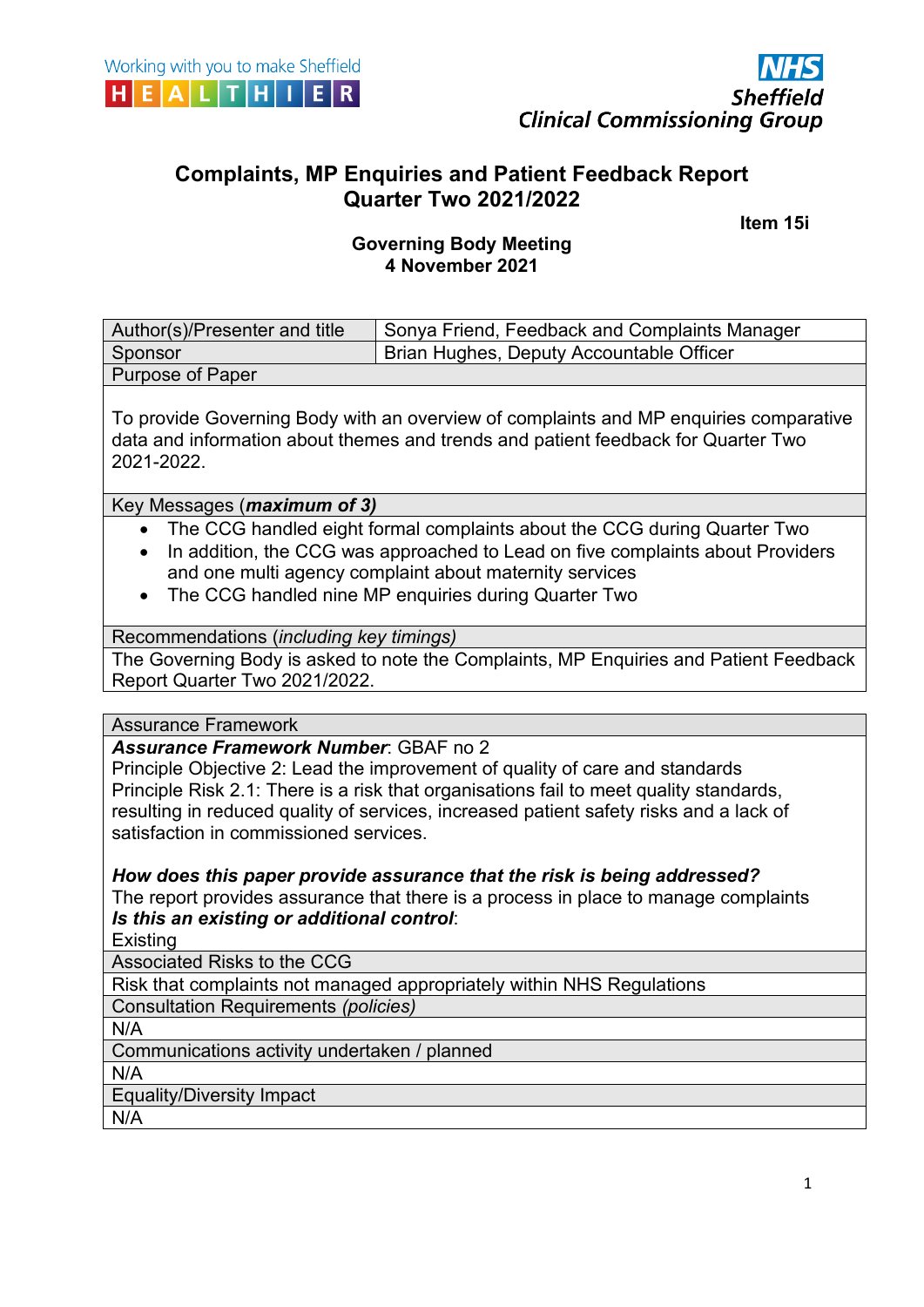Working with you to make Sheffield HEALTHIER

NHS Sheffield Clinical Commissioning Group

# Complaints, MP Enquiries and Patient Feedback Report Quarter Two 2021/2022

**Item 15i**

**Governing Body Meeting**
**4 November 2021**

| Author(s)/Presenter and title | Sonya Friend, Feedback and Complaints Manager |
|---|---|
| Sponsor | Brian Hughes, Deputy Accountable Officer |

**Purpose of Paper**

To provide Governing Body with an overview of complaints and MP enquiries comparative data and information about themes and trends and patient feedback for Quarter Two 2021-2022.

**Key Messages (*maximum of 3)***

- The CCG handled eight formal complaints about the CCG during Quarter Two
- In addition, the CCG was approached to Lead on five complaints about Providers and one multi agency complaint about maternity services
- The CCG handled nine MP enquiries during Quarter Two

**Recommendations (*including key timings*)**

The Governing Body is asked to note the Complaints, MP Enquiries and Patient Feedback Report Quarter Two 2021/2022.

**Assurance Framework**

***Assurance Framework Number***: GBAF no 2
Principle Objective 2: Lead the improvement of quality of care and standards
Principle Risk 2.1: There is a risk that organisations fail to meet quality standards, resulting in reduced quality of services, increased patient safety risks and a lack of satisfaction in commissioned services.

***How does this paper provide assurance that the risk is being addressed?***
The report provides assurance that there is a process in place to manage complaints
***Is this an existing or additional control***:
Existing

**Associated Risks to the CCG**

Risk that complaints not managed appropriately within NHS Regulations

**Consultation Requirements (*policies*)**

N/A

**Communications activity undertaken / planned**

N/A

**Equality/Diversity Impact**

N/A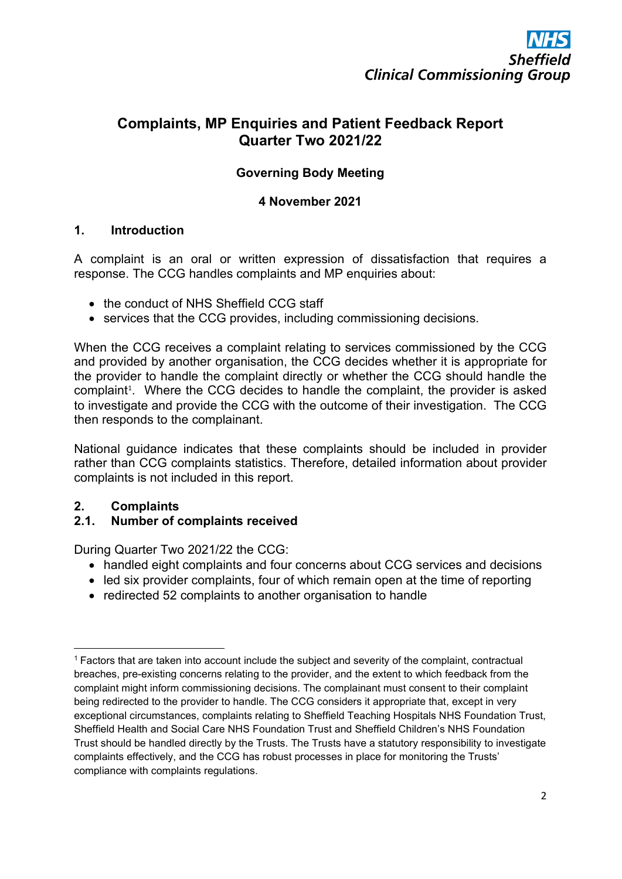NHS
Sheffield
Clinical Commissioning Group

# Complaints, MP Enquiries and Patient Feedback Report Quarter Two 2021/22

**Governing Body Meeting**

**4 November 2021**

## 1. Introduction

A complaint is an oral or written expression of dissatisfaction that requires a response. The CCG handles complaints and MP enquiries about:

- the conduct of NHS Sheffield CCG staff
- services that the CCG provides, including commissioning decisions.

When the CCG receives a complaint relating to services commissioned by the CCG and provided by another organisation, the CCG decides whether it is appropriate for the provider to handle the complaint directly or whether the CCG should handle the complaint[1]. Where the CCG decides to handle the complaint, the provider is asked to investigate and provide the CCG with the outcome of their investigation. The CCG then responds to the complainant.

National guidance indicates that these complaints should be included in provider rather than CCG complaints statistics. Therefore, detailed information about provider complaints is not included in this report.

## 2. Complaints

### 2.1. Number of complaints received

During Quarter Two 2021/22 the CCG:

- handled eight complaints and four concerns about CCG services and decisions
- led six provider complaints, four of which remain open at the time of reporting
- redirected 52 complaints to another organisation to handle

---

[1] Factors that are taken into account include the subject and severity of the complaint, contractual breaches, pre-existing concerns relating to the provider, and the extent to which feedback from the complaint might inform commissioning decisions. The complainant must consent to their complaint being redirected to the provider to handle. The CCG considers it appropriate that, except in very exceptional circumstances, complaints relating to Sheffield Teaching Hospitals NHS Foundation Trust, Sheffield Health and Social Care NHS Foundation Trust and Sheffield Children's NHS Foundation Trust should be handled directly by the Trusts. The Trusts have a statutory responsibility to investigate complaints effectively, and the CCG has robust processes in place for monitoring the Trusts' compliance with complaints regulations.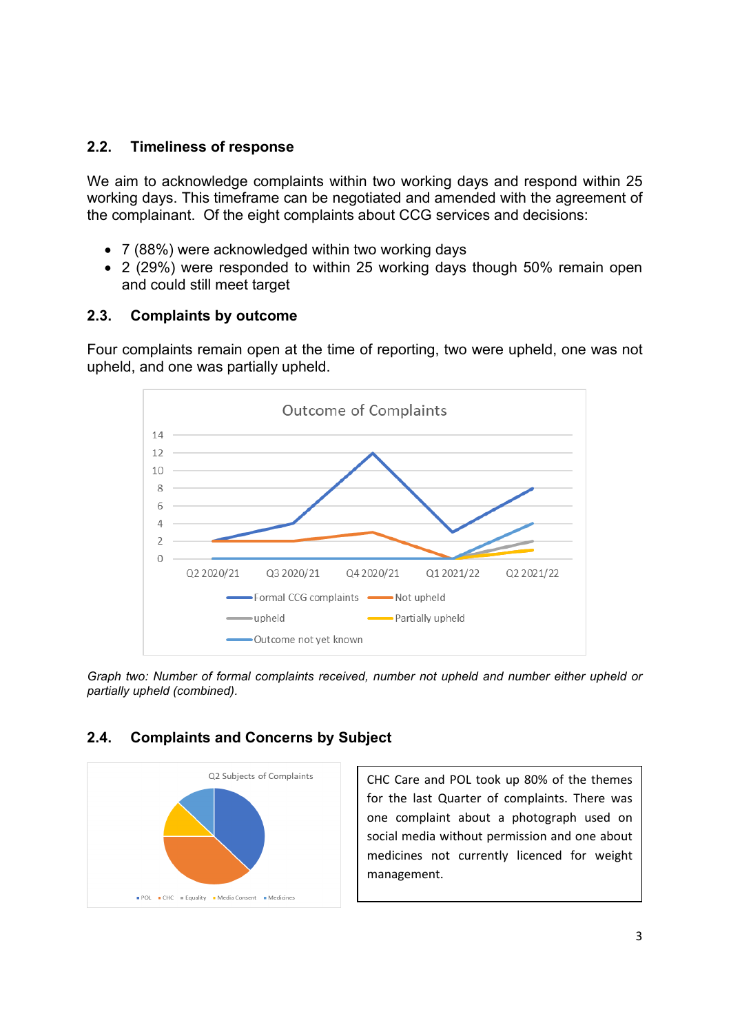## 2.2. Timeliness of response

We aim to acknowledge complaints within two working days and respond within 25 working days. This timeframe can be negotiated and amended with the agreement of the complainant. Of the eight complaints about CCG services and decisions:

- 7 (88%) were acknowledged within two working days
- 2 (29%) were responded to within 25 working days though 50% remain open and could still meet target

## 2.3. Complaints by outcome

Four complaints remain open at the time of reporting, two were upheld, one was not upheld, and one was partially upheld.

*Graph two: Number of formal complaints received, number not upheld and number either upheld or partially upheld (combined).*

## 2.4. Complaints and Concerns by Subject

CHC Care and POL took up 80% of the themes for the last Quarter of complaints. There was one complaint about a photograph used on social media without permission and one about medicines not currently licenced for weight management.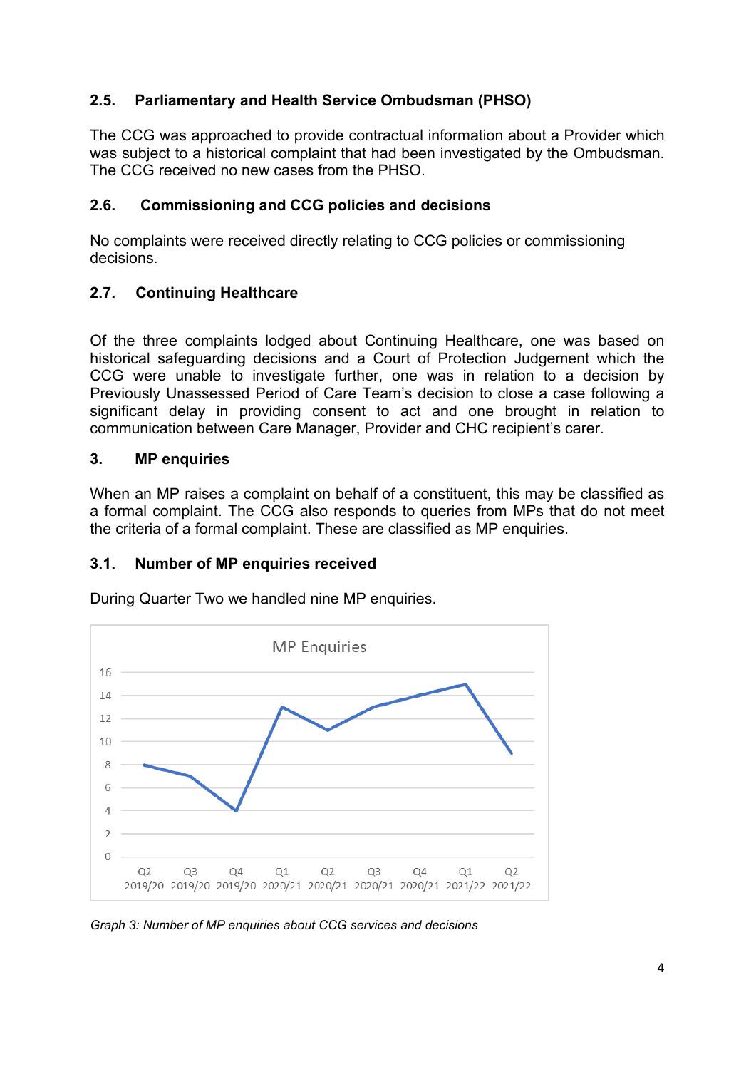### 2.5. Parliamentary and Health Service Ombudsman (PHSO)

The CCG was approached to provide contractual information about a Provider which was subject to a historical complaint that had been investigated by the Ombudsman. The CCG received no new cases from the PHSO.

### 2.6. Commissioning and CCG policies and decisions

No complaints were received directly relating to CCG policies or commissioning decisions.

### 2.7. Continuing Healthcare

Of the three complaints lodged about Continuing Healthcare, one was based on historical safeguarding decisions and a Court of Protection Judgement which the CCG were unable to investigate further, one was in relation to a decision by Previously Unassessed Period of Care Team's decision to close a case following a significant delay in providing consent to act and one brought in relation to communication between Care Manager, Provider and CHC recipient's carer.

## 3. MP enquiries

When an MP raises a complaint on behalf of a constituent, this may be classified as a formal complaint. The CCG also responds to queries from MPs that do not meet the criteria of a formal complaint. These are classified as MP enquiries.

### 3.1. Number of MP enquiries received

During Quarter Two we handled nine MP enquiries.

*Graph 3: Number of MP enquiries about CCG services and decisions*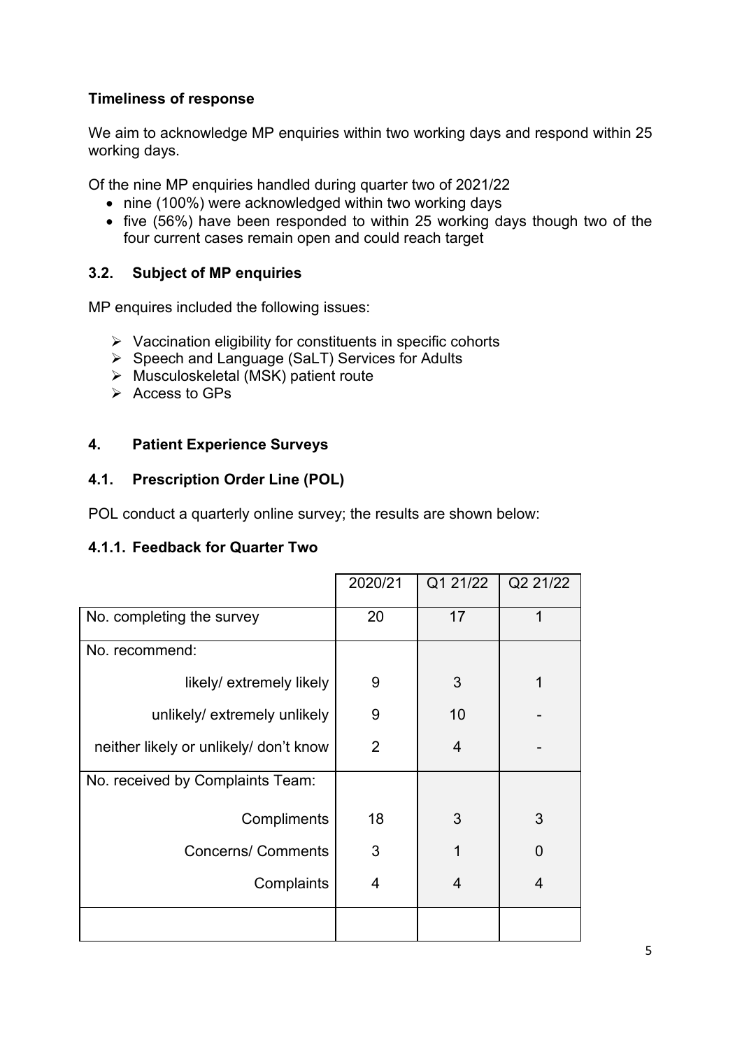**Timeliness of response**

We aim to acknowledge MP enquiries within two working days and respond within 25 working days.

Of the nine MP enquiries handled during quarter two of 2021/22

- nine (100%) were acknowledged within two working days
- five (56%) have been responded to within 25 working days though two of the four current cases remain open and could reach target

### 3.2. Subject of MP enquiries

MP enquires included the following issues:

- Vaccination eligibility for constituents in specific cohorts
- Speech and Language (SaLT) Services for Adults
- Musculoskeletal (MSK) patient route
- Access to GPs

## 4. Patient Experience Surveys

### 4.1. Prescription Order Line (POL)

POL conduct a quarterly online survey; the results are shown below:

#### 4.1.1. Feedback for Quarter Two

| | 2020/21 | Q1 21/22 | Q2 21/22 |
|---|---|---|---|
| No. completing the survey | 20 | 17 | 1 |
| No. recommend: | | | |
| likely/ extremely likely | 9 | 3 | 1 |
| unlikely/ extremely unlikely | 9 | 10 | - |
| neither likely or unlikely/ don't know | 2 | 4 | - |
| No. received by Complaints Team: | | | |
| Compliments | 18 | 3 | 3 |
| Concerns/ Comments | 3 | 1 | 0 |
| Complaints | 4 | 4 | 4 |
| | | | |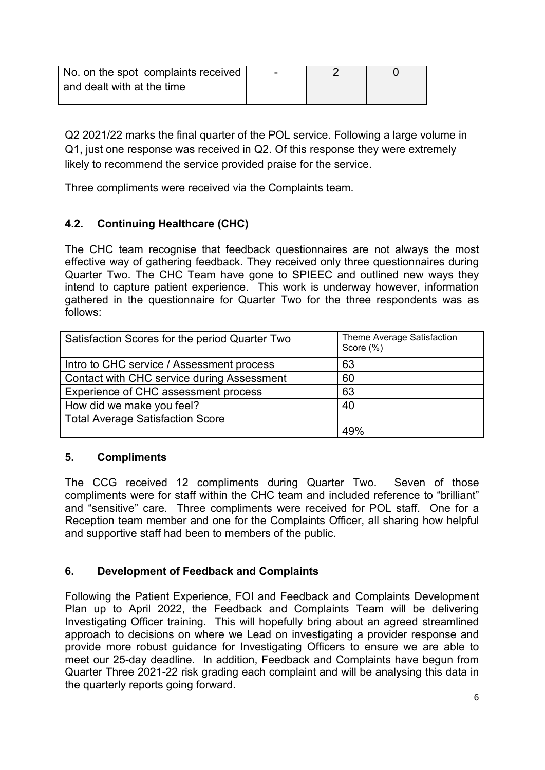| No. on the spot complaints received and dealt with at the time | - | 2 | 0 |
|---|---|---|---|

Q2 2021/22 marks the final quarter of the POL service. Following a large volume in Q1, just one response was received in Q2. Of this response they were extremely likely to recommend the service provided praise for the service.

Three compliments were received via the Complaints team.

### 4.2. Continuing Healthcare (CHC)

The CHC team recognise that feedback questionnaires are not always the most effective way of gathering feedback. They received only three questionnaires during Quarter Two. The CHC Team have gone to SPIEEC and outlined new ways they intend to capture patient experience. This work is underway however, information gathered in the questionnaire for Quarter Two for the three respondents was as follows:

| Satisfaction Scores for the period Quarter Two | Theme Average Satisfaction Score (%) |
|---|---|
| Intro to CHC service / Assessment process | 63 |
| Contact with CHC service during Assessment | 60 |
| Experience of CHC assessment process | 63 |
| How did we make you feel? | 40 |
| Total Average Satisfaction Score | 49% |

## 5. Compliments

The CCG received 12 compliments during Quarter Two. Seven of those compliments were for staff within the CHC team and included reference to "brilliant" and "sensitive" care. Three compliments were received for POL staff. One for a Reception team member and one for the Complaints Officer, all sharing how helpful and supportive staff had been to members of the public.

## 6. Development of Feedback and Complaints

Following the Patient Experience, FOI and Feedback and Complaints Development Plan up to April 2022, the Feedback and Complaints Team will be delivering Investigating Officer training. This will hopefully bring about an agreed streamlined approach to decisions on where we Lead on investigating a provider response and provide more robust guidance for Investigating Officers to ensure we are able to meet our 25-day deadline. In addition, Feedback and Complaints have begun from Quarter Three 2021-22 risk grading each complaint and will be analysing this data in the quarterly reports going forward.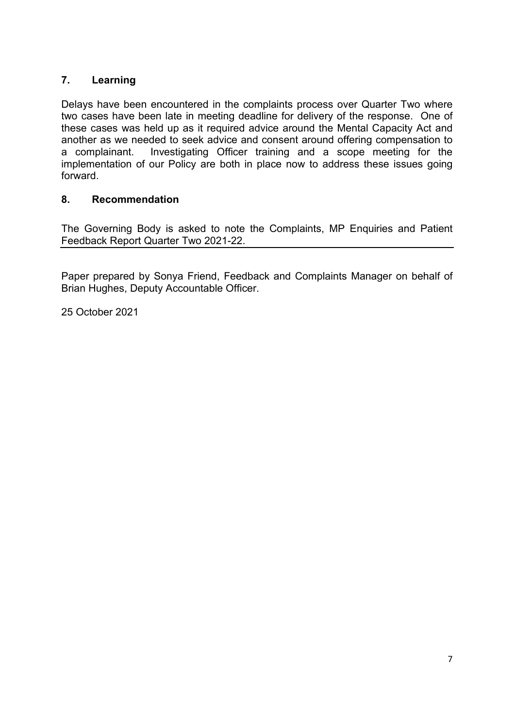## 7. Learning

Delays have been encountered in the complaints process over Quarter Two where two cases have been late in meeting deadline for delivery of the response. One of these cases was held up as it required advice around the Mental Capacity Act and another as we needed to seek advice and consent around offering compensation to a complainant. Investigating Officer training and a scope meeting for the implementation of our Policy are both in place now to address these issues going forward.

## 8. Recommendation

The Governing Body is asked to note the Complaints, MP Enquiries and Patient Feedback Report Quarter Two 2021-22.

Paper prepared by Sonya Friend, Feedback and Complaints Manager on behalf of Brian Hughes, Deputy Accountable Officer.

25 October 2021